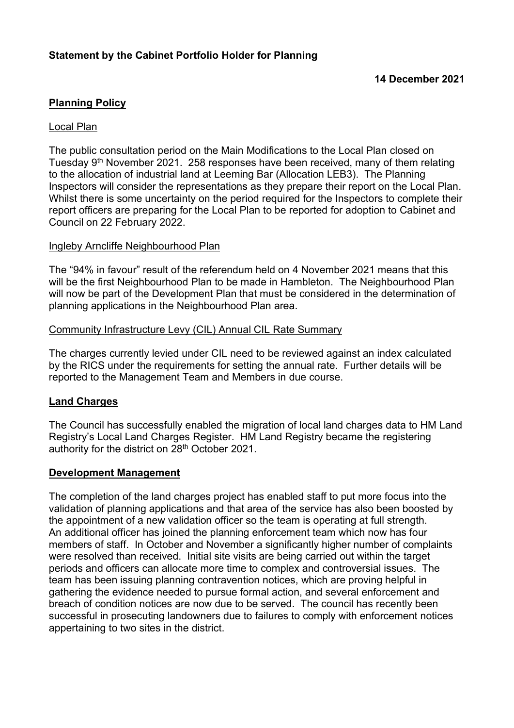**Statement by the Cabinet Portfolio Holder for Planning**

**14 December 2021**

## Planning Policy

### Local Plan

The public consultation period on the Main Modifications to the Local Plan closed on Tuesday 9th November 2021. 258 responses have been received, many of them relating to the allocation of industrial land at Leeming Bar (Allocation LEB3). The Planning Inspectors will consider the representations as they prepare their report on the Local Plan. Whilst there is some uncertainty on the period required for the Inspectors to complete their report officers are preparing for the Local Plan to be reported for adoption to Cabinet and Council on 22 February 2022.

### Ingleby Arncliffe Neighbourhood Plan

The "94% in favour" result of the referendum held on 4 November 2021 means that this will be the first Neighbourhood Plan to be made in Hambleton. The Neighbourhood Plan will now be part of the Development Plan that must be considered in the determination of planning applications in the Neighbourhood Plan area.

### Community Infrastructure Levy (CIL) Annual CIL Rate Summary

The charges currently levied under CIL need to be reviewed against an index calculated by the RICS under the requirements for setting the annual rate. Further details will be reported to the Management Team and Members in due course.

## Land Charges

The Council has successfully enabled the migration of local land charges data to HM Land Registry's Local Land Charges Register. HM Land Registry became the registering authority for the district on 28th October 2021.

## Development Management

The completion of the land charges project has enabled staff to put more focus into the validation of planning applications and that area of the service has also been boosted by the appointment of a new validation officer so the team is operating at full strength. An additional officer has joined the planning enforcement team which now has four members of staff. In October and November a significantly higher number of complaints were resolved than received. Initial site visits are being carried out within the target periods and officers can allocate more time to complex and controversial issues. The team has been issuing planning contravention notices, which are proving helpful in gathering the evidence needed to pursue formal action, and several enforcement and breach of condition notices are now due to be served. The council has recently been successful in prosecuting landowners due to failures to comply with enforcement notices appertaining to two sites in the district.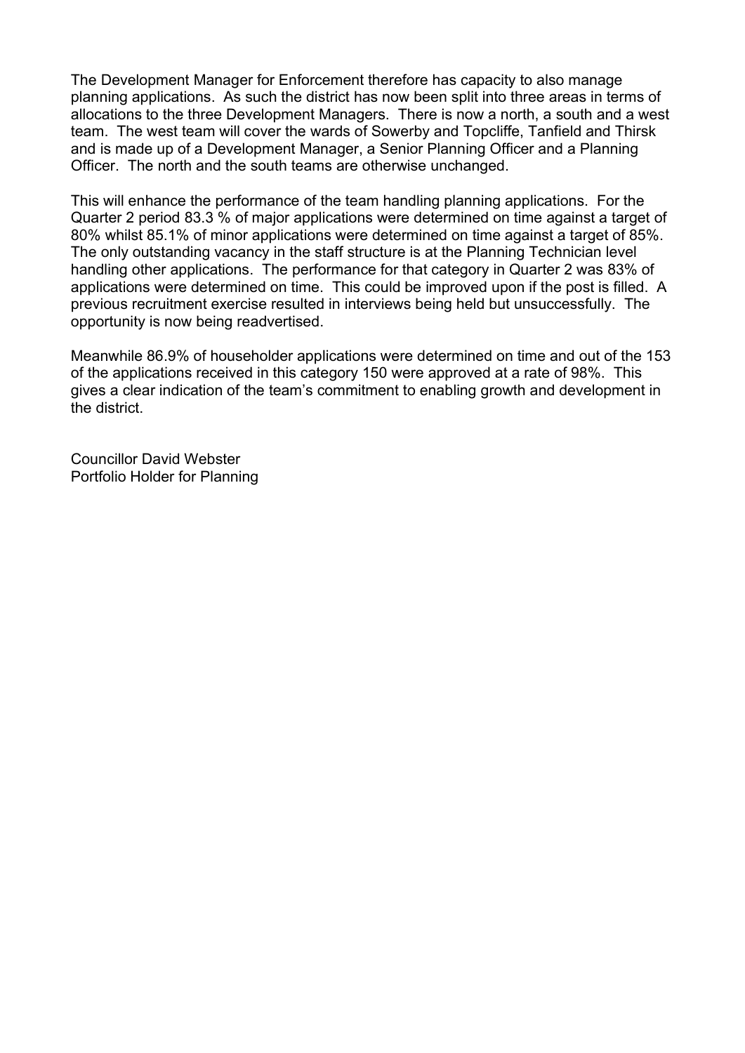The Development Manager for Enforcement therefore has capacity to also manage planning applications. As such the district has now been split into three areas in terms of allocations to the three Development Managers. There is now a north, a south and a west team. The west team will cover the wards of Sowerby and Topcliffe, Tanfield and Thirsk and is made up of a Development Manager, a Senior Planning Officer and a Planning Officer. The north and the south teams are otherwise unchanged.

This will enhance the performance of the team handling planning applications. For the Quarter 2 period 83.3 % of major applications were determined on time against a target of 80% whilst 85.1% of minor applications were determined on time against a target of 85%. The only outstanding vacancy in the staff structure is at the Planning Technician level handling other applications. The performance for that category in Quarter 2 was 83% of applications were determined on time. This could be improved upon if the post is filled. A previous recruitment exercise resulted in interviews being held but unsuccessfully. The opportunity is now being readvertised.

Meanwhile 86.9% of householder applications were determined on time and out of the 153 of the applications received in this category 150 were approved at a rate of 98%. This gives a clear indication of the team's commitment to enabling growth and development in the district.

Councillor David Webster
Portfolio Holder for Planning